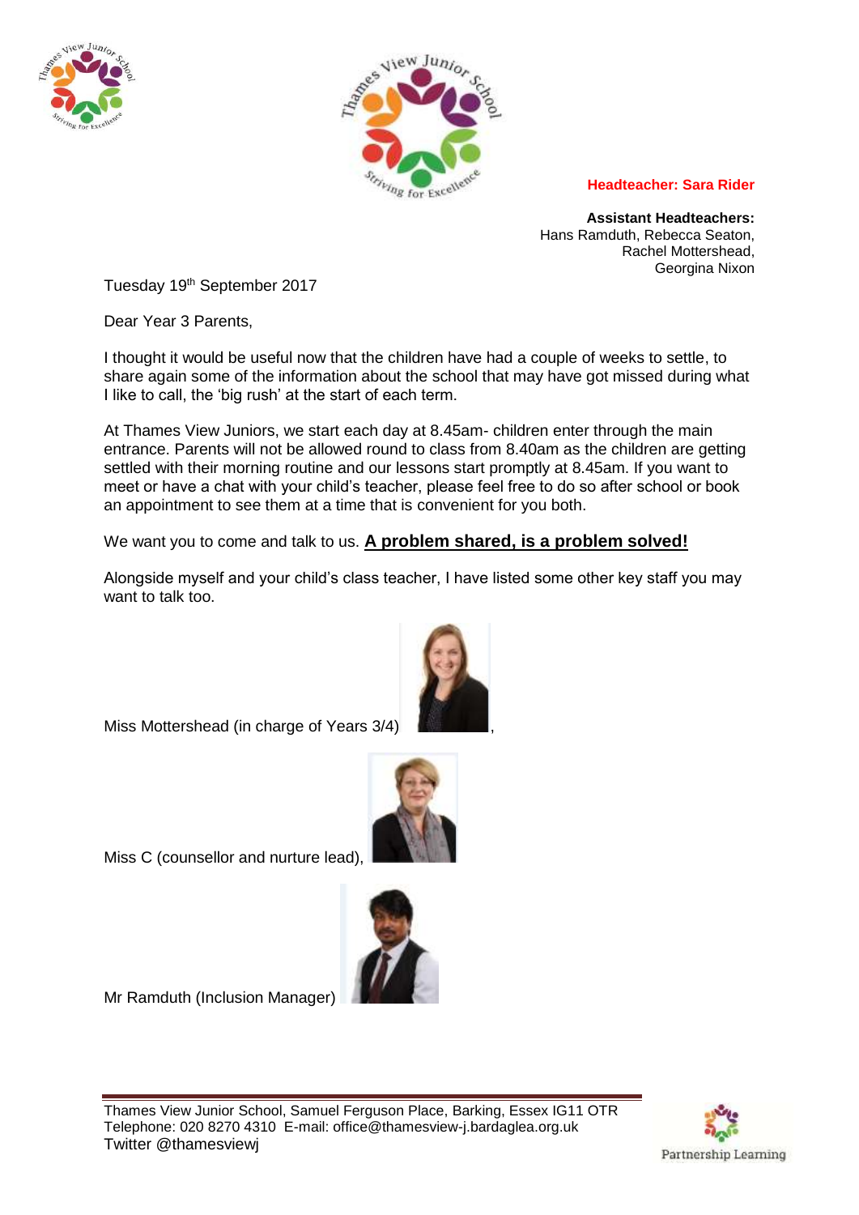**Headteacher: Sara Rider**

**Assistant Headteachers:**
Hans Ramduth, Rebecca Seaton,
Rachel Mottershead,
Georgina Nixon

Tuesday 19th September 2017

Dear Year 3 Parents,

I thought it would be useful now that the children have had a couple of weeks to settle, to share again some of the information about the school that may have got missed during what I like to call, the 'big rush' at the start of each term.

At Thames View Juniors, we start each day at 8.45am- children enter through the main entrance. Parents will not be allowed round to class from 8.40am as the children are getting settled with their morning routine and our lessons start promptly at 8.45am. If you want to meet or have a chat with your child's teacher, please feel free to do so after school or book an appointment to see them at a time that is convenient for you both.

We want you to come and talk to us. **<u>A problem shared, is a problem solved!</u>**

Alongside myself and your child's class teacher, I have listed some other key staff you may want to talk too.

Miss Mottershead (in charge of Years 3/4),

Miss C (counsellor and nurture lead),

Mr Ramduth (Inclusion Manager)

Thames View Junior School, Samuel Ferguson Place, Barking, Essex IG11 OTR
Telephone: 020 8270 4310 E-mail: office@thamesview-j.bardaglea.org.uk
Twitter @thamesviewj

Partnership Learning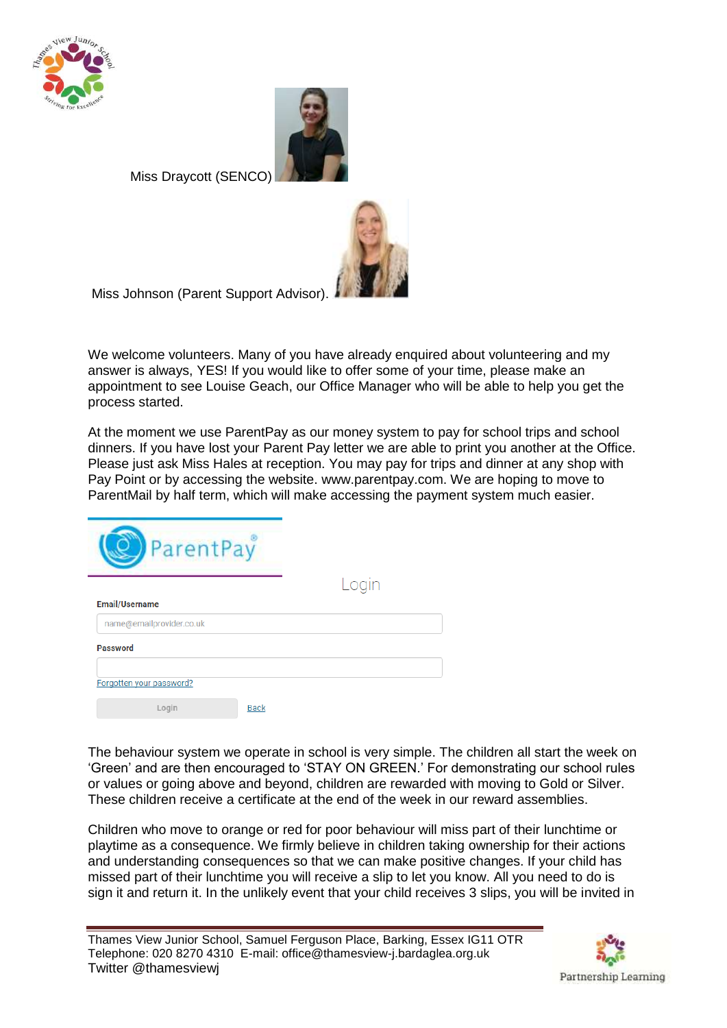Miss Draycott (SENCO)

Miss Johnson (Parent Support Advisor).

We welcome volunteers. Many of you have already enquired about volunteering and my answer is always, YES! If you would like to offer some of your time, please make an appointment to see Louise Geach, our Office Manager who will be able to help you get the process started.

At the moment we use ParentPay as our money system to pay for school trips and school dinners. If you have lost your Parent Pay letter we are able to print you another at the Office. Please just ask Miss Hales at reception. You may pay for trips and dinner at any shop with Pay Point or by accessing the website. www.parentpay.com. We are hoping to move to ParentMail by half term, which will make accessing the payment system much easier.

ParentPay®

Login

Email/Username

name@emailprovider.co.uk

Password

Forgotten your password?

Login Back

The behaviour system we operate in school is very simple. The children all start the week on 'Green' and are then encouraged to 'STAY ON GREEN.' For demonstrating our school rules or values or going above and beyond, children are rewarded with moving to Gold or Silver. These children receive a certificate at the end of the week in our reward assemblies.

Children who move to orange or red for poor behaviour will miss part of their lunchtime or playtime as a consequence. We firmly believe in children taking ownership for their actions and understanding consequences so that we can make positive changes. If your child has missed part of their lunchtime you will receive a slip to let you know. All you need to do is sign it and return it. In the unlikely event that your child receives 3 slips, you will be invited in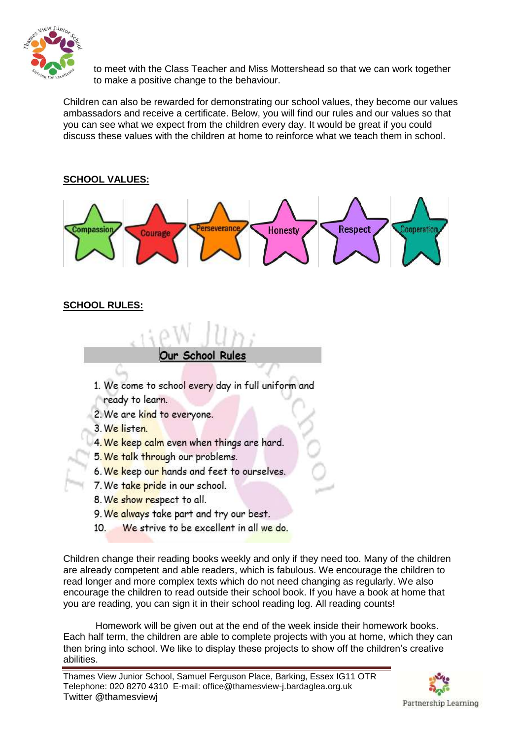to meet with the Class Teacher and Miss Mottershead so that we can work together to make a positive change to the behaviour.

Children can also be rewarded for demonstrating our school values, they become our values ambassadors and receive a certificate. Below, you will find our rules and our values so that you can see what we expect from the children every day. It would be great if you could discuss these values with the children at home to reinforce what we teach them in school.

**SCHOOL VALUES:**

Compassion, Courage, Perseverance, Honesty, Respect, Cooperation

**SCHOOL RULES:**

**Our School Rules**

1. We come to school every day in full uniform and ready to learn.
2. We are kind to everyone.
3. We listen.
4. We keep calm even when things are hard.
5. We talk through our problems.
6. We keep our hands and feet to ourselves.
7. We take pride in our school.
8. We show respect to all.
9. We always take part and try our best.
10. We strive to be excellent in all we do.

Children change their reading books weekly and only if they need too. Many of the children are already competent and able readers, which is fabulous. We encourage the children to read longer and more complex texts which do not need changing as regularly. We also encourage the children to read outside their school book. If you have a book at home that you are reading, you can sign it in their school reading log. All reading counts!

Homework will be given out at the end of the week inside their homework books. Each half term, the children are able to complete projects with you at home, which they can then bring into school. We like to display these projects to show off the children's creative abilities.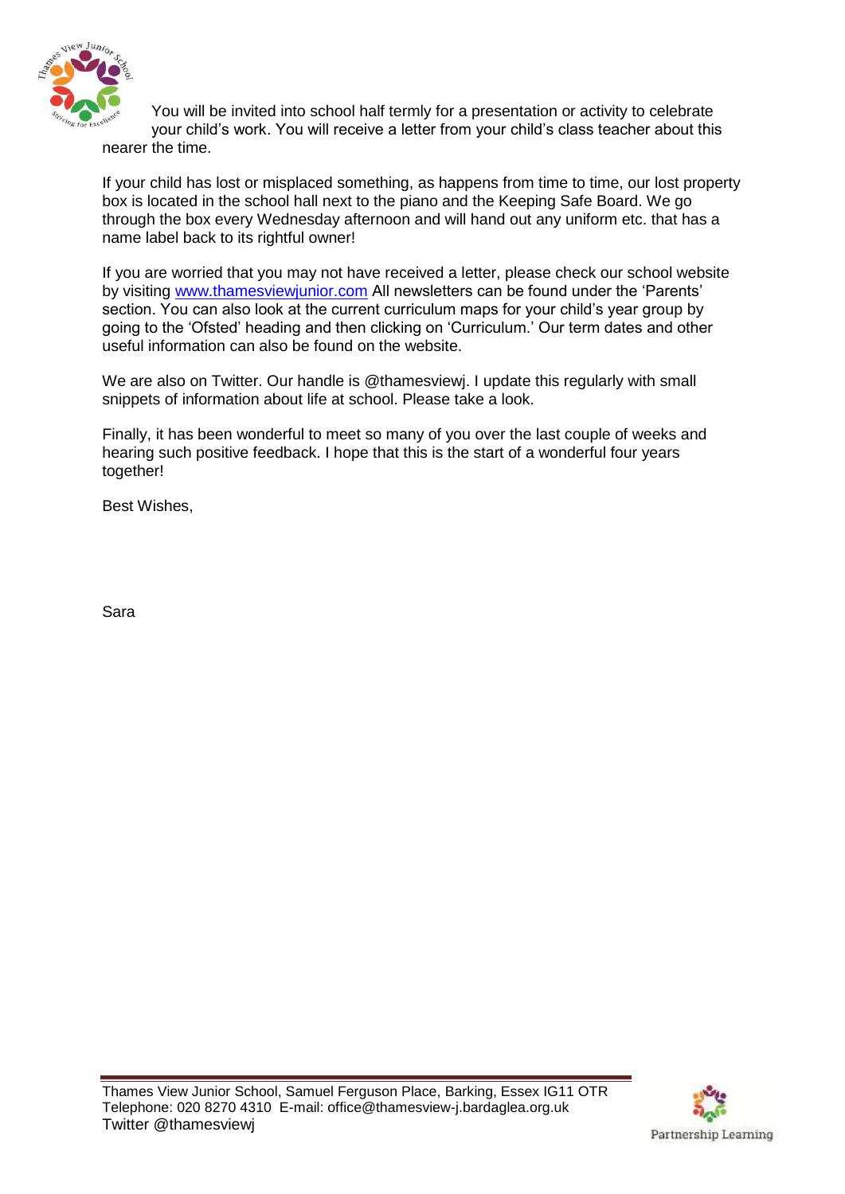You will be invited into school half termly for a presentation or activity to celebrate your child's work. You will receive a letter from your child's class teacher about this nearer the time.

If your child has lost or misplaced something, as happens from time to time, our lost property box is located in the school hall next to the piano and the Keeping Safe Board. We go through the box every Wednesday afternoon and will hand out any uniform etc. that has a name label back to its rightful owner!

If you are worried that you may not have received a letter, please check our school website by visiting [www.thamesviewjunior.com](http://www.thamesviewjunior.com) All newsletters can be found under the 'Parents' section. You can also look at the current curriculum maps for your child's year group by going to the 'Ofsted' heading and then clicking on 'Curriculum.' Our term dates and other useful information can also be found on the website.

We are also on Twitter. Our handle is @thamesviewj. I update this regularly with small snippets of information about life at school. Please take a look.

Finally, it has been wonderful to meet so many of you over the last couple of weeks and hearing such positive feedback. I hope that this is the start of a wonderful four years together!

Best Wishes,

Sara

Thames View Junior School, Samuel Ferguson Place, Barking, Essex IG11 OTR
Telephone: 020 8270 4310 E-mail: office@thamesview-j.bardaglea.org.uk
Twitter @thamesviewj